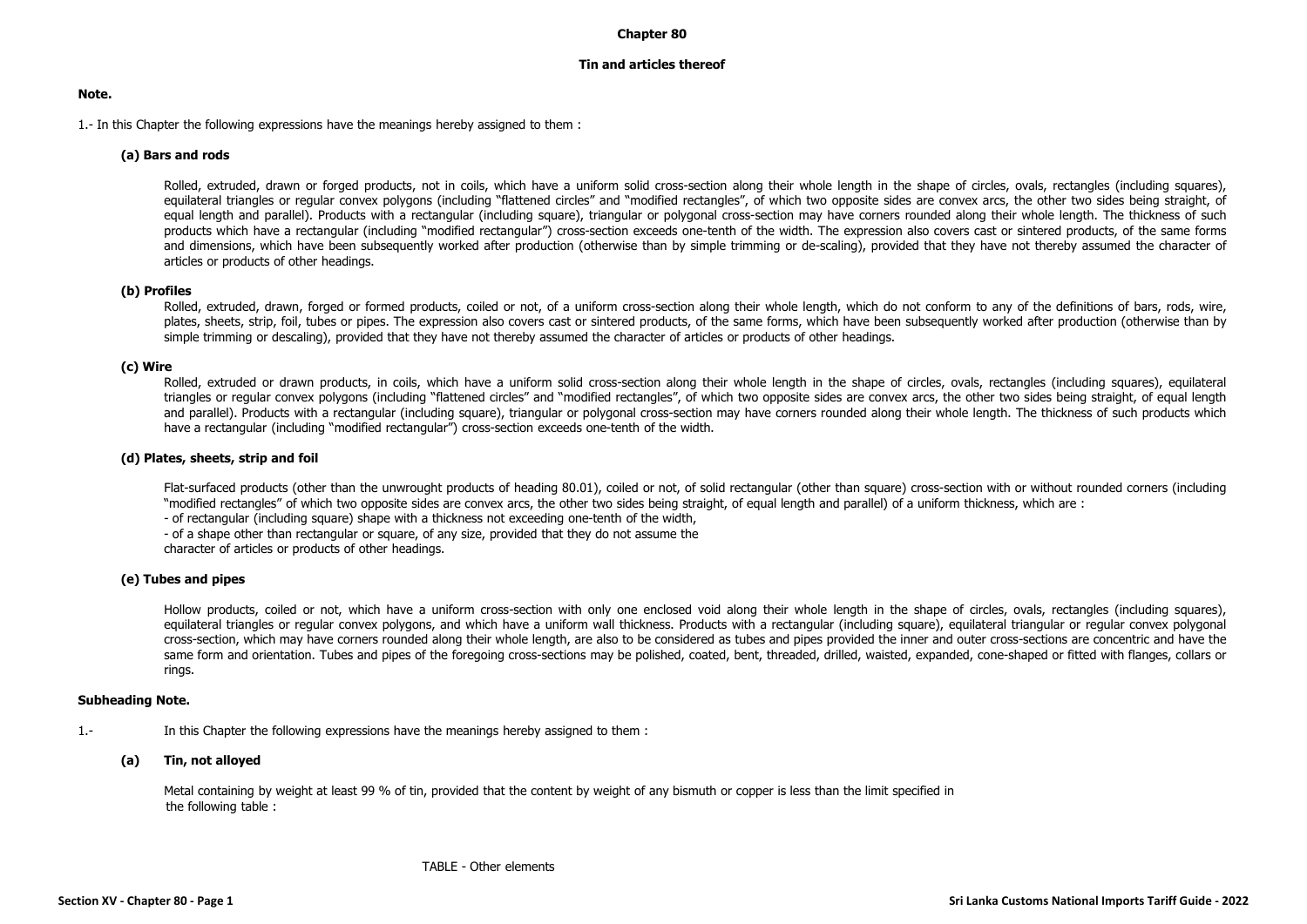# Chapter 80

## Tin and articles thereof

**Note.**

1.- In this Chapter the following expressions have the meanings hereby assigned to them :

**(a) Bars and rods**

Rolled, extruded, drawn or forged products, not in coils, which have a uniform solid cross-section along their whole length in the shape of circles, ovals, rectangles (including squares), equilateral triangles or regular convex polygons (including "flattened circles" and "modified rectangles", of which two opposite sides are convex arcs, the other two sides being straight, of equal length and parallel). Products with a rectangular (including square), triangular or polygonal cross-section may have corners rounded along their whole length. The thickness of such products which have a rectangular (including "modified rectangular") cross-section exceeds one-tenth of the width. The expression also covers cast or sintered products, of the same forms and dimensions, which have been subsequently worked after production (otherwise than by simple trimming or de-scaling), provided that they have not thereby assumed the character of articles or products of other headings.

**(b) Profiles**

Rolled, extruded, drawn, forged or formed products, coiled or not, of a uniform cross-section along their whole length, which do not conform to any of the definitions of bars, rods, wire, plates, sheets, strip, foil, tubes or pipes. The expression also covers cast or sintered products, of the same forms, which have been subsequently worked after production (otherwise than by simple trimming or descaling), provided that they have not thereby assumed the character of articles or products of other headings.

**(c) Wire**

Rolled, extruded or drawn products, in coils, which have a uniform solid cross-section along their whole length in the shape of circles, ovals, rectangles (including squares), equilateral triangles or regular convex polygons (including "flattened circles" and "modified rectangles", of which two opposite sides are convex arcs, the other two sides being straight, of equal length and parallel). Products with a rectangular (including square), triangular or polygonal cross-section may have corners rounded along their whole length. The thickness of such products which have a rectangular (including "modified rectangular") cross-section exceeds one-tenth of the width.

**(d) Plates, sheets, strip and foil**

Flat-surfaced products (other than the unwrought products of heading 80.01), coiled or not, of solid rectangular (other than square) cross-section with or without rounded corners (including "modified rectangles" of which two opposite sides are convex arcs, the other two sides being straight, of equal length and parallel) of a uniform thickness, which are :

- of rectangular (including square) shape with a thickness not exceeding one-tenth of the width,
- of a shape other than rectangular or square, of any size, provided that they do not assume the character of articles or products of other headings.

**(e) Tubes and pipes**

Hollow products, coiled or not, which have a uniform cross-section with only one enclosed void along their whole length in the shape of circles, ovals, rectangles (including squares), equilateral triangles or regular convex polygons, and which have a uniform wall thickness. Products with a rectangular (including square), equilateral triangular or regular convex polygonal cross-section, which may have corners rounded along their whole length, are also to be considered as tubes and pipes provided the inner and outer cross-sections are concentric and have the same form and orientation. Tubes and pipes of the foregoing cross-sections may be polished, coated, bent, threaded, drilled, waisted, expanded, cone-shaped or fitted with flanges, collars or rings.

**Subheading Note.**

1.- In this Chapter the following expressions have the meanings hereby assigned to them :

**(a) Tin, not alloyed**

Metal containing by weight at least 99 % of tin, provided that the content by weight of any bismuth or copper is less than the limit specified in the following table :

TABLE - Other elements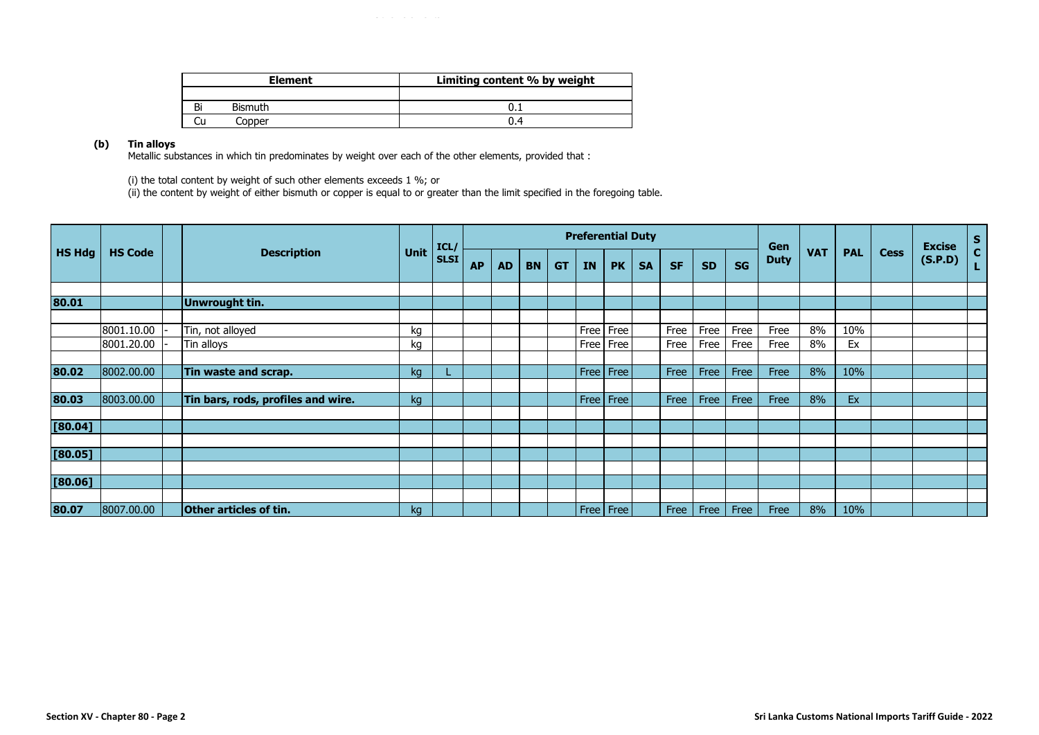| Element | | Limiting content % by weight |
|---|---|---|
| | | |
| Bi | Bismuth | 0.1 |
| Cu | Copper | 0.4 |

**(b) Tin alloys**

Metallic substances in which tin predominates by weight over each of the other elements, provided that :

(i) the total content by weight of such other elements exceeds 1 %; or
(ii) the content by weight of either bismuth or copper is equal to or greater than the limit specified in the foregoing table.

| HS Hdg | HS Code | | Description | Unit | ICL/ SLSI | Preferential Duty | | | | | | | | | | Gen Duty | VAT | PAL | Cess | Excise (S.P.D) | SCL |
|---|---|---|---|---|---|---|---|---|---|---|---|---|---|---|---|---|---|---|---|---|---|
| | | | | | | AP | AD | BN | GT | IN | PK | SA | SF | SD | SG | | | | | | |
| | | | | | | | | | | | | | | | | | | | | | |
| **80.01** | | | **Unwrought tin.** | | | | | | | | | | | | | | | | | | |
| | | | | | | | | | | | | | | | | | | | | | |
| | 8001.10.00 | - | Tin, not alloyed | kg | | | | | | Free | Free | | Free | Free | Free | Free | 8% | 10% | | | |
| | 8001.20.00 | - | Tin alloys | kg | | | | | | Free | Free | | Free | Free | Free | Free | 8% | Ex | | | |
| | | | | | | | | | | | | | | | | | | | | | |
| **80.02** | 8002.00.00 | | **Tin waste and scrap.** | kg | L | | | | | Free | Free | | Free | Free | Free | Free | 8% | 10% | | | |
| | | | | | | | | | | | | | | | | | | | | | |
| **80.03** | 8003.00.00 | | **Tin bars, rods, profiles and wire.** | kg | | | | | | Free | Free | | Free | Free | Free | Free | 8% | Ex | | | |
| | | | | | | | | | | | | | | | | | | | | | |
| **[80.04]** | | | | | | | | | | | | | | | | | | | | | |
| | | | | | | | | | | | | | | | | | | | | | |
| **[80.05]** | | | | | | | | | | | | | | | | | | | | | |
| | | | | | | | | | | | | | | | | | | | | | |
| **[80.06]** | | | | | | | | | | | | | | | | | | | | | |
| | | | | | | | | | | | | | | | | | | | | | |
| **80.07** | 8007.00.00 | | **Other articles of tin.** | kg | | | | | | Free | Free | | Free | Free | Free | Free | 8% | 10% | | | |